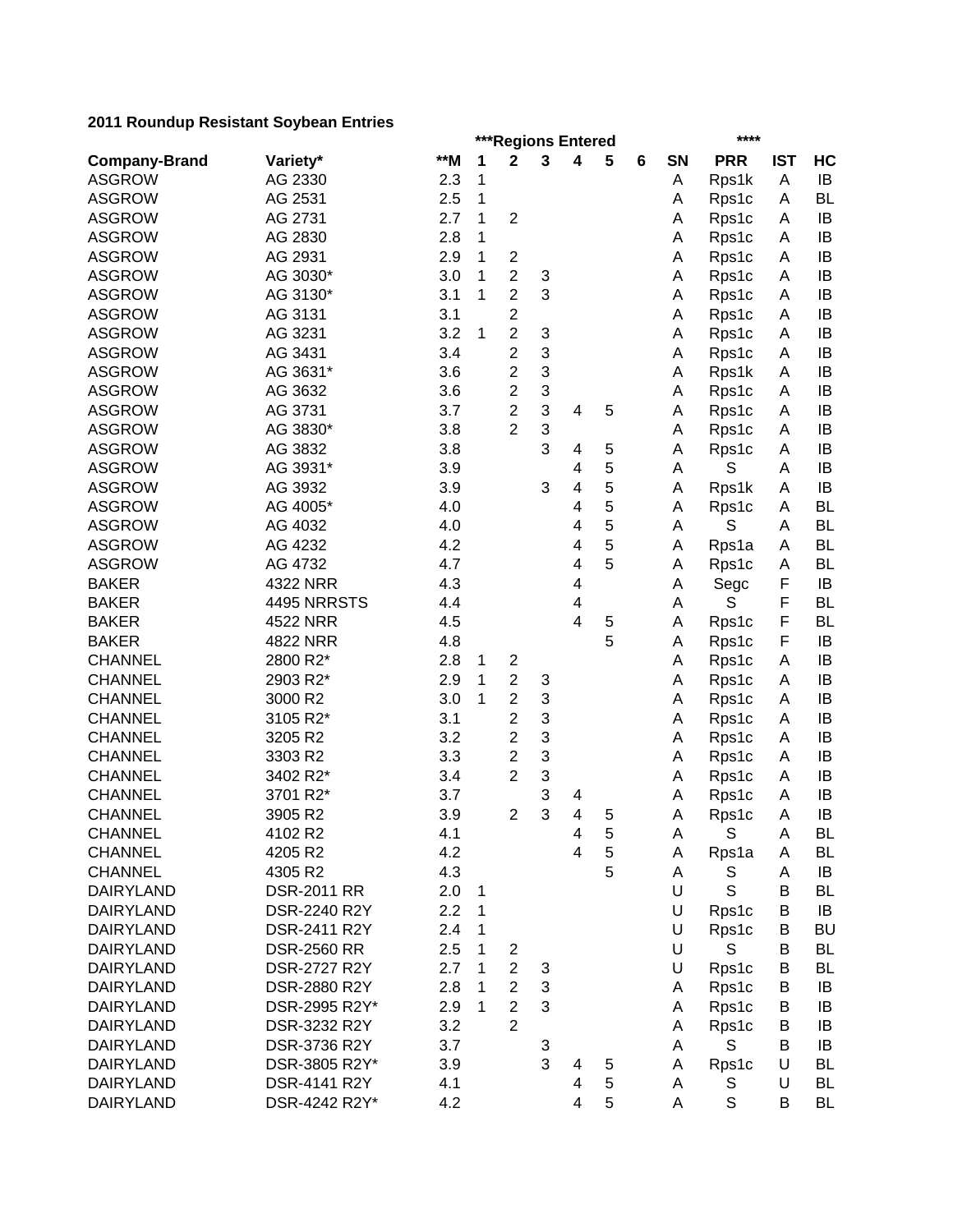**2011 Roundup Resistant Soybean Entries**

| | | | ***Regions Entered | | | | | | | **** | | |
|---|---|---|---|---|---|---|---|---|---|---|---|---|
| **Company-Brand** | **Variety*** | **\*\*M** | **1** | **2** | **3** | **4** | **5** | **6** | **SN** | **PRR** | **IST** | **HC** |
| ASGROW | AG 2330 | 2.3 | 1 | | | | | | A | Rps1k | A | IB |
| ASGROW | AG 2531 | 2.5 | 1 | | | | | | A | Rps1c | A | BL |
| ASGROW | AG 2731 | 2.7 | 1 | 2 | | | | | A | Rps1c | A | IB |
| ASGROW | AG 2830 | 2.8 | 1 | | | | | | A | Rps1c | A | IB |
| ASGROW | AG 2931 | 2.9 | 1 | 2 | | | | | A | Rps1c | A | IB |
| ASGROW | AG 3030* | 3.0 | 1 | 2 | 3 | | | | A | Rps1c | A | IB |
| ASGROW | AG 3130* | 3.1 | 1 | 2 | 3 | | | | A | Rps1c | A | IB |
| ASGROW | AG 3131 | 3.1 | | 2 | | | | | A | Rps1c | A | IB |
| ASGROW | AG 3231 | 3.2 | 1 | 2 | 3 | | | | A | Rps1c | A | IB |
| ASGROW | AG 3431 | 3.4 | | 2 | 3 | | | | A | Rps1c | A | IB |
| ASGROW | AG 3631* | 3.6 | | 2 | 3 | | | | A | Rps1k | A | IB |
| ASGROW | AG 3632 | 3.6 | | 2 | 3 | | | | A | Rps1c | A | IB |
| ASGROW | AG 3731 | 3.7 | | 2 | 3 | 4 | 5 | | A | Rps1c | A | IB |
| ASGROW | AG 3830* | 3.8 | | 2 | 3 | | | | A | Rps1c | A | IB |
| ASGROW | AG 3832 | 3.8 | | | 3 | 4 | 5 | | A | Rps1c | A | IB |
| ASGROW | AG 3931* | 3.9 | | | | 4 | 5 | | A | S | A | IB |
| ASGROW | AG 3932 | 3.9 | | | 3 | 4 | 5 | | A | Rps1k | A | IB |
| ASGROW | AG 4005* | 4.0 | | | | 4 | 5 | | A | Rps1c | A | BL |
| ASGROW | AG 4032 | 4.0 | | | | 4 | 5 | | A | S | A | BL |
| ASGROW | AG 4232 | 4.2 | | | | 4 | 5 | | A | Rps1a | A | BL |
| ASGROW | AG 4732 | 4.7 | | | | 4 | 5 | | A | Rps1c | A | BL |
| BAKER | 4322 NRR | 4.3 | | | | 4 | | | A | Segc | F | IB |
| BAKER | 4495 NRRSTS | 4.4 | | | | 4 | | | A | S | F | BL |
| BAKER | 4522 NRR | 4.5 | | | | 4 | 5 | | A | Rps1c | F | BL |
| BAKER | 4822 NRR | 4.8 | | | | | 5 | | A | Rps1c | F | IB |
| CHANNEL | 2800 R2* | 2.8 | 1 | 2 | | | | | A | Rps1c | A | IB |
| CHANNEL | 2903 R2* | 2.9 | 1 | 2 | 3 | | | | A | Rps1c | A | IB |
| CHANNEL | 3000 R2 | 3.0 | 1 | 2 | 3 | | | | A | Rps1c | A | IB |
| CHANNEL | 3105 R2* | 3.1 | | 2 | 3 | | | | A | Rps1c | A | IB |
| CHANNEL | 3205 R2 | 3.2 | | 2 | 3 | | | | A | Rps1c | A | IB |
| CHANNEL | 3303 R2 | 3.3 | | 2 | 3 | | | | A | Rps1c | A | IB |
| CHANNEL | 3402 R2* | 3.4 | | 2 | 3 | | | | A | Rps1c | A | IB |
| CHANNEL | 3701 R2* | 3.7 | | | 3 | 4 | | | A | Rps1c | A | IB |
| CHANNEL | 3905 R2 | 3.9 | | 2 | 3 | 4 | 5 | | A | Rps1c | A | IB |
| CHANNEL | 4102 R2 | 4.1 | | | | 4 | 5 | | A | S | A | BL |
| CHANNEL | 4205 R2 | 4.2 | | | | 4 | 5 | | A | Rps1a | A | BL |
| CHANNEL | 4305 R2 | 4.3 | | | | | 5 | | A | S | A | IB |
| DAIRYLAND | DSR-2011 RR | 2.0 | 1 | | | | | | U | S | B | BL |
| DAIRYLAND | DSR-2240 R2Y | 2.2 | 1 | | | | | | U | Rps1c | B | IB |
| DAIRYLAND | DSR-2411 R2Y | 2.4 | 1 | | | | | | U | Rps1c | B | BU |
| DAIRYLAND | DSR-2560 RR | 2.5 | 1 | 2 | | | | | U | S | B | BL |
| DAIRYLAND | DSR-2727 R2Y | 2.7 | 1 | 2 | 3 | | | | U | Rps1c | B | BL |
| DAIRYLAND | DSR-2880 R2Y | 2.8 | 1 | 2 | 3 | | | | A | Rps1c | B | IB |
| DAIRYLAND | DSR-2995 R2Y* | 2.9 | 1 | 2 | 3 | | | | A | Rps1c | B | IB |
| DAIRYLAND | DSR-3232 R2Y | 3.2 | | 2 | | | | | A | Rps1c | B | IB |
| DAIRYLAND | DSR-3736 R2Y | 3.7 | | | 3 | | | | A | S | B | IB |
| DAIRYLAND | DSR-3805 R2Y* | 3.9 | | | 3 | 4 | 5 | | A | Rps1c | U | BL |
| DAIRYLAND | DSR-4141 R2Y | 4.1 | | | | 4 | 5 | | A | S | U | BL |
| DAIRYLAND | DSR-4242 R2Y* | 4.2 | | | | 4 | 5 | | A | S | B | BL |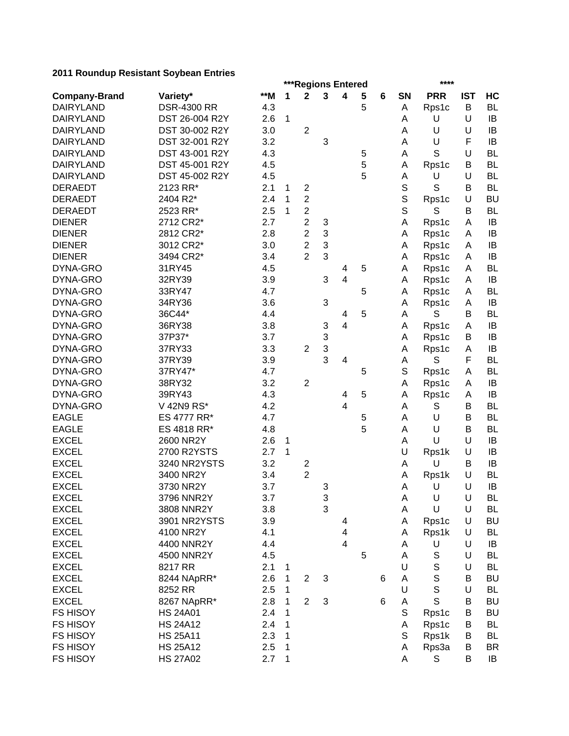**2011 Roundup Resistant Soybean Entries**

| | | | ***Regions Entered | | | | | | | **** | | |
|---|---|---|---|---|---|---|---|---|---|---|---|---|
| **Company-Brand** | **Variety*** | **\*\*M** | **1** | **2** | **3** | **4** | **5** | **6** | **SN** | **PRR** | **IST** | **HC** |
| DAIRYLAND | DSR-4300 RR | 4.3 | | | | | 5 | | A | Rps1c | B | BL |
| DAIRYLAND | DST 26-004 R2Y | 2.6 | 1 | | | | | | A | U | U | IB |
| DAIRYLAND | DST 30-002 R2Y | 3.0 | | 2 | | | | | A | U | U | IB |
| DAIRYLAND | DST 32-001 R2Y | 3.2 | | | 3 | | | | A | U | F | IB |
| DAIRYLAND | DST 43-001 R2Y | 4.3 | | | | | 5 | | A | S | U | BL |
| DAIRYLAND | DST 45-001 R2Y | 4.5 | | | | | 5 | | A | Rps1c | B | BL |
| DAIRYLAND | DST 45-002 R2Y | 4.5 | | | | | 5 | | A | U | U | BL |
| DERAEDT | 2123 RR* | 2.1 | 1 | 2 | | | | | S | S | B | BL |
| DERAEDT | 2404 R2* | 2.4 | 1 | 2 | | | | | S | Rps1c | U | BU |
| DERAEDT | 2523 RR* | 2.5 | 1 | 2 | | | | | S | S | B | BL |
| DIENER | 2712 CR2* | 2.7 | | 2 | 3 | | | | A | Rps1c | A | IB |
| DIENER | 2812 CR2* | 2.8 | | 2 | 3 | | | | A | Rps1c | A | IB |
| DIENER | 3012 CR2* | 3.0 | | 2 | 3 | | | | A | Rps1c | A | IB |
| DIENER | 3494 CR2* | 3.4 | | 2 | 3 | | | | A | Rps1c | A | IB |
| DYNA-GRO | 31RY45 | 4.5 | | | | 4 | 5 | | A | Rps1c | A | BL |
| DYNA-GRO | 32RY39 | 3.9 | | | 3 | 4 | | | A | Rps1c | A | IB |
| DYNA-GRO | 33RY47 | 4.7 | | | | | 5 | | A | Rps1c | A | BL |
| DYNA-GRO | 34RY36 | 3.6 | | | 3 | | | | A | Rps1c | A | IB |
| DYNA-GRO | 36C44* | 4.4 | | | | 4 | 5 | | A | S | B | BL |
| DYNA-GRO | 36RY38 | 3.8 | | | 3 | 4 | | | A | Rps1c | A | IB |
| DYNA-GRO | 37P37* | 3.7 | | | 3 | | | | A | Rps1c | B | IB |
| DYNA-GRO | 37RY33 | 3.3 | | 2 | 3 | | | | A | Rps1c | A | IB |
| DYNA-GRO | 37RY39 | 3.9 | | | 3 | 4 | | | A | S | F | BL |
| DYNA-GRO | 37RY47* | 4.7 | | | | | 5 | | S | Rps1c | A | BL |
| DYNA-GRO | 38RY32 | 3.2 | | 2 | | | | | A | Rps1c | A | IB |
| DYNA-GRO | 39RY43 | 4.3 | | | | 4 | 5 | | A | Rps1c | A | IB |
| DYNA-GRO | V 42N9 RS* | 4.2 | | | | 4 | | | A | S | B | BL |
| EAGLE | ES 4777 RR* | 4.7 | | | | | 5 | | A | U | B | BL |
| EAGLE | ES 4818 RR* | 4.8 | | | | | 5 | | A | U | B | BL |
| EXCEL | 2600 NR2Y | 2.6 | 1 | | | | | | A | U | U | IB |
| EXCEL | 2700 R2YSTS | 2.7 | 1 | | | | | | U | Rps1k | U | IB |
| EXCEL | 3240 NR2YSTS | 3.2 | | 2 | | | | | A | U | B | IB |
| EXCEL | 3400 NR2Y | 3.4 | | 2 | | | | | A | Rps1k | U | BL |
| EXCEL | 3730 NR2Y | 3.7 | | | 3 | | | | A | U | U | IB |
| EXCEL | 3796 NNR2Y | 3.7 | | | 3 | | | | A | U | U | BL |
| EXCEL | 3808 NNR2Y | 3.8 | | | 3 | | | | A | U | U | BL |
| EXCEL | 3901 NR2YSTS | 3.9 | | | | 4 | | | A | Rps1c | U | BU |
| EXCEL | 4100 NR2Y | 4.1 | | | | 4 | | | A | Rps1k | U | BL |
| EXCEL | 4400 NNR2Y | 4.4 | | | | 4 | | | A | U | U | IB |
| EXCEL | 4500 NNR2Y | 4.5 | | | | | 5 | | A | S | U | BL |
| EXCEL | 8217 RR | 2.1 | 1 | | | | | | U | S | U | BL |
| EXCEL | 8244 NApRR* | 2.6 | 1 | 2 | 3 | | | 6 | A | S | B | BU |
| EXCEL | 8252 RR | 2.5 | 1 | | | | | | U | S | U | BL |
| EXCEL | 8267 NApRR* | 2.8 | 1 | 2 | 3 | | | 6 | A | S | B | BU |
| FS HISOY | HS 24A01 | 2.4 | 1 | | | | | | S | Rps1c | B | BU |
| FS HISOY | HS 24A12 | 2.4 | 1 | | | | | | A | Rps1c | B | BL |
| FS HISOY | HS 25A11 | 2.3 | 1 | | | | | | S | Rps1k | B | BL |
| FS HISOY | HS 25A12 | 2.5 | 1 | | | | | | A | Rps3a | B | BR |
| FS HISOY | HS 27A02 | 2.7 | 1 | | | | | | A | S | B | IB |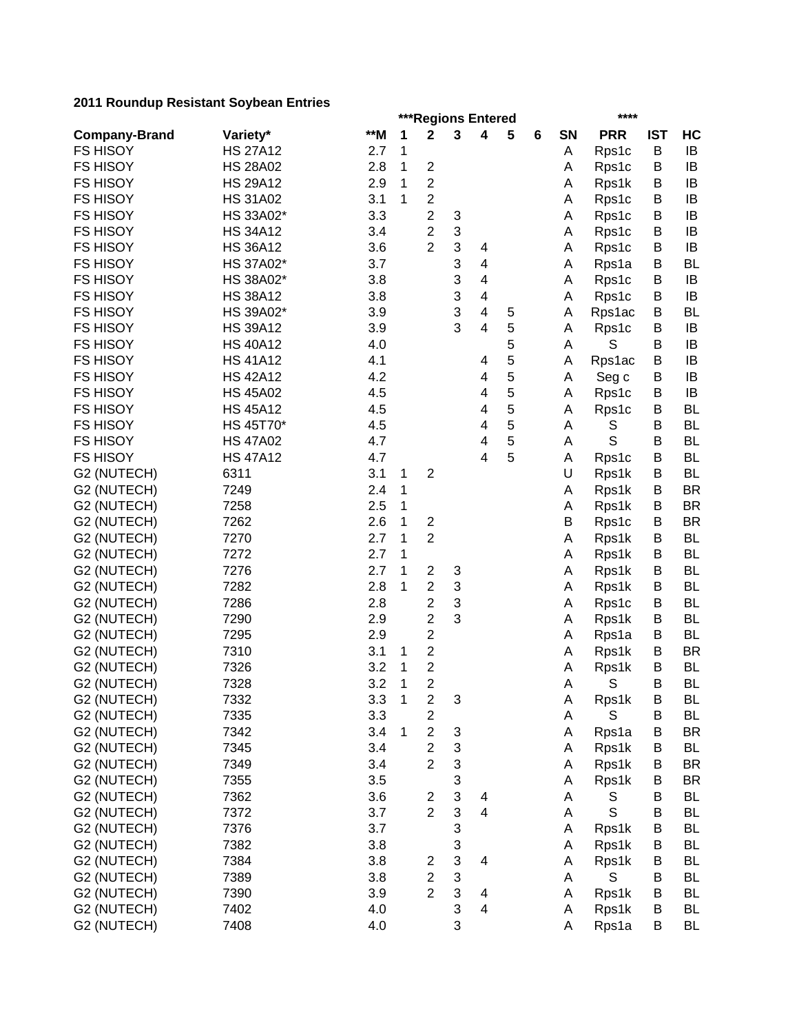**2011 Roundup Resistant Soybean Entries**

| Company-Brand | Variety* | **M | ***Regions Entered | | | | | | SN | **** PRR | IST | HC |
|---|---|---|---|---|---|---|---|---|---|---|---|---|
| | | | 1 | 2 | 3 | 4 | 5 | 6 | | | | |
| FS HISOY | HS 27A12 | 2.7 | 1 | | | | | | A | Rps1c | B | IB |
| FS HISOY | HS 28A02 | 2.8 | 1 | 2 | | | | | A | Rps1c | B | IB |
| FS HISOY | HS 29A12 | 2.9 | 1 | 2 | | | | | A | Rps1k | B | IB |
| FS HISOY | HS 31A02 | 3.1 | 1 | 2 | | | | | A | Rps1c | B | IB |
| FS HISOY | HS 33A02* | 3.3 | | 2 | 3 | | | | A | Rps1c | B | IB |
| FS HISOY | HS 34A12 | 3.4 | | 2 | 3 | | | | A | Rps1c | B | IB |
| FS HISOY | HS 36A12 | 3.6 | | 2 | 3 | 4 | | | A | Rps1c | B | IB |
| FS HISOY | HS 37A02* | 3.7 | | | 3 | 4 | | | A | Rps1a | B | BL |
| FS HISOY | HS 38A02* | 3.8 | | | 3 | 4 | | | A | Rps1c | B | IB |
| FS HISOY | HS 38A12 | 3.8 | | | 3 | 4 | | | A | Rps1c | B | IB |
| FS HISOY | HS 39A02* | 3.9 | | | 3 | 4 | 5 | | A | Rps1ac | B | BL |
| FS HISOY | HS 39A12 | 3.9 | | | 3 | 4 | 5 | | A | Rps1c | B | IB |
| FS HISOY | HS 40A12 | 4.0 | | | | | 5 | | A | S | B | IB |
| FS HISOY | HS 41A12 | 4.1 | | | | 4 | 5 | | A | Rps1ac | B | IB |
| FS HISOY | HS 42A12 | 4.2 | | | | 4 | 5 | | A | Seg c | B | IB |
| FS HISOY | HS 45A02 | 4.5 | | | | 4 | 5 | | A | Rps1c | B | IB |
| FS HISOY | HS 45A12 | 4.5 | | | | 4 | 5 | | A | Rps1c | B | BL |
| FS HISOY | HS 45T70* | 4.5 | | | | 4 | 5 | | A | S | B | BL |
| FS HISOY | HS 47A02 | 4.7 | | | | 4 | 5 | | A | S | B | BL |
| FS HISOY | HS 47A12 | 4.7 | | | | 4 | 5 | | A | Rps1c | B | BL |
| G2 (NUTECH) | 6311 | 3.1 | 1 | 2 | | | | | U | Rps1k | B | BL |
| G2 (NUTECH) | 7249 | 2.4 | 1 | | | | | | A | Rps1k | B | BR |
| G2 (NUTECH) | 7258 | 2.5 | 1 | | | | | | A | Rps1k | B | BR |
| G2 (NUTECH) | 7262 | 2.6 | 1 | 2 | | | | | B | Rps1c | B | BR |
| G2 (NUTECH) | 7270 | 2.7 | 1 | 2 | | | | | A | Rps1k | B | BL |
| G2 (NUTECH) | 7272 | 2.7 | 1 | | | | | | A | Rps1k | B | BL |
| G2 (NUTECH) | 7276 | 2.7 | 1 | 2 | 3 | | | | A | Rps1k | B | BL |
| G2 (NUTECH) | 7282 | 2.8 | 1 | 2 | 3 | | | | A | Rps1k | B | BL |
| G2 (NUTECH) | 7286 | 2.8 | | 2 | 3 | | | | A | Rps1c | B | BL |
| G2 (NUTECH) | 7290 | 2.9 | | 2 | 3 | | | | A | Rps1k | B | BL |
| G2 (NUTECH) | 7295 | 2.9 | | 2 | | | | | A | Rps1a | B | BL |
| G2 (NUTECH) | 7310 | 3.1 | 1 | 2 | | | | | A | Rps1k | B | BR |
| G2 (NUTECH) | 7326 | 3.2 | 1 | 2 | | | | | A | Rps1k | B | BL |
| G2 (NUTECH) | 7328 | 3.2 | 1 | 2 | | | | | A | S | B | BL |
| G2 (NUTECH) | 7332 | 3.3 | 1 | 2 | 3 | | | | A | Rps1k | B | BL |
| G2 (NUTECH) | 7335 | 3.3 | | 2 | | | | | A | S | B | BL |
| G2 (NUTECH) | 7342 | 3.4 | 1 | 2 | 3 | | | | A | Rps1a | B | BR |
| G2 (NUTECH) | 7345 | 3.4 | | 2 | 3 | | | | A | Rps1k | B | BL |
| G2 (NUTECH) | 7349 | 3.4 | | 2 | 3 | | | | A | Rps1k | B | BR |
| G2 (NUTECH) | 7355 | 3.5 | | | 3 | | | | A | Rps1k | B | BR |
| G2 (NUTECH) | 7362 | 3.6 | | 2 | 3 | 4 | | | A | S | B | BL |
| G2 (NUTECH) | 7372 | 3.7 | | 2 | 3 | 4 | | | A | S | B | BL |
| G2 (NUTECH) | 7376 | 3.7 | | | 3 | | | | A | Rps1k | B | BL |
| G2 (NUTECH) | 7382 | 3.8 | | | 3 | | | | A | Rps1k | B | BL |
| G2 (NUTECH) | 7384 | 3.8 | | 2 | 3 | 4 | | | A | Rps1k | B | BL |
| G2 (NUTECH) | 7389 | 3.8 | | 2 | 3 | | | | A | S | B | BL |
| G2 (NUTECH) | 7390 | 3.9 | | 2 | 3 | 4 | | | A | Rps1k | B | BL |
| G2 (NUTECH) | 7402 | 4.0 | | | 3 | 4 | | | A | Rps1k | B | BL |
| G2 (NUTECH) | 7408 | 4.0 | | | 3 | | | | A | Rps1a | B | BL |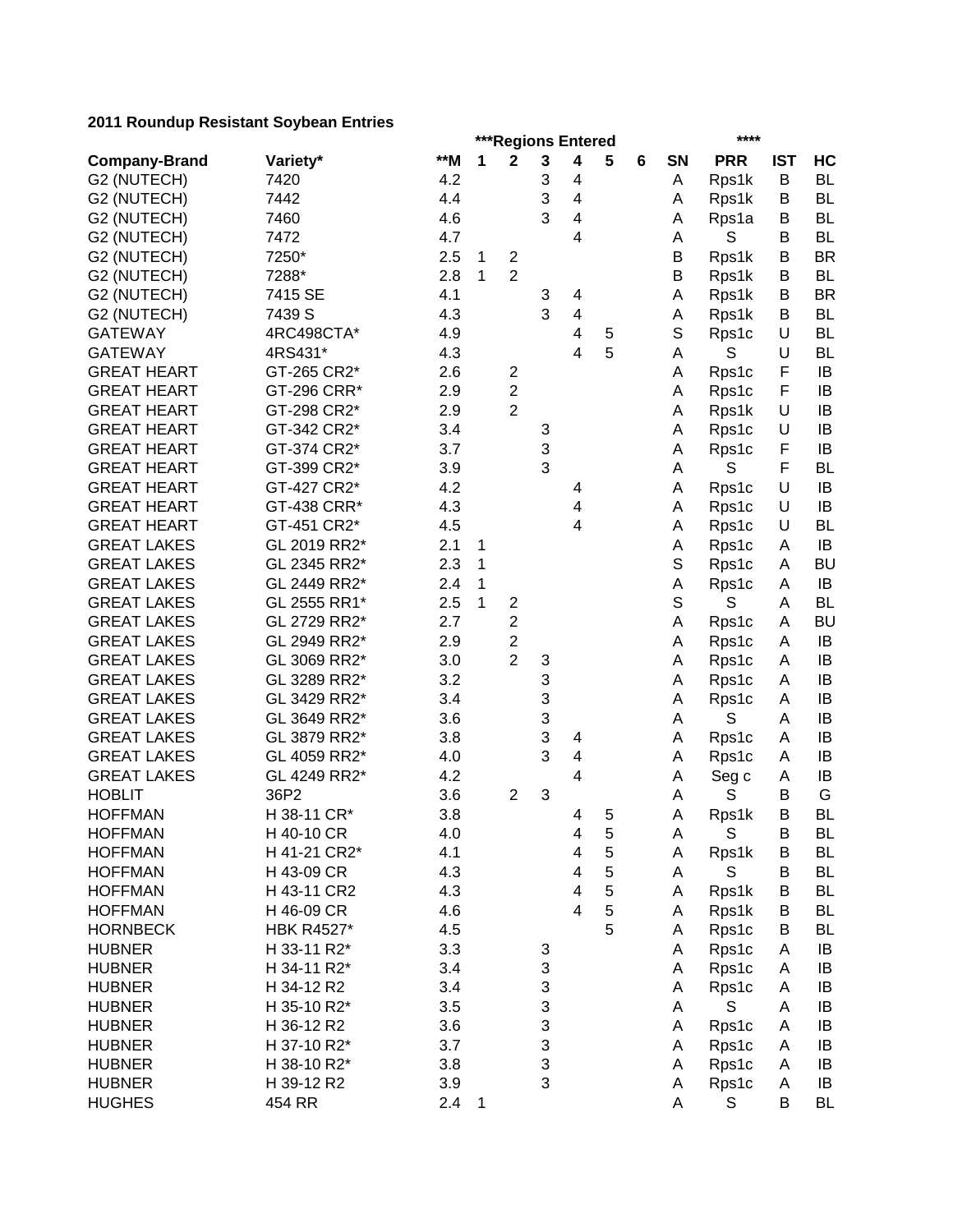**2011 Roundup Resistant Soybean Entries**

| | | | ***Regions Entered | | | | | | | **** | | |
|---|---|---|---|---|---|---|---|---|---|---|---|---|
| **Company-Brand** | **Variety*** | **\*\*M** | **1** | **2** | **3** | **4** | **5** | **6** | **SN** | **PRR** | **IST** | **HC** |
| G2 (NUTECH) | 7420 | 4.2 | | | 3 | 4 | | | A | Rps1k | B | BL |
| G2 (NUTECH) | 7442 | 4.4 | | | 3 | 4 | | | A | Rps1k | B | BL |
| G2 (NUTECH) | 7460 | 4.6 | | | 3 | 4 | | | A | Rps1a | B | BL |
| G2 (NUTECH) | 7472 | 4.7 | | | | 4 | | | A | S | B | BL |
| G2 (NUTECH) | 7250* | 2.5 | 1 | 2 | | | | | B | Rps1k | B | BR |
| G2 (NUTECH) | 7288* | 2.8 | 1 | 2 | | | | | B | Rps1k | B | BL |
| G2 (NUTECH) | 7415 SE | 4.1 | | | 3 | 4 | | | A | Rps1k | B | BR |
| G2 (NUTECH) | 7439 S | 4.3 | | | 3 | 4 | | | A | Rps1k | B | BL |
| GATEWAY | 4RC498CTA* | 4.9 | | | | 4 | 5 | | S | Rps1c | U | BL |
| GATEWAY | 4RS431* | 4.3 | | | | 4 | 5 | | A | S | U | BL |
| GREAT HEART | GT-265 CR2* | 2.6 | | 2 | | | | | A | Rps1c | F | IB |
| GREAT HEART | GT-296 CRR* | 2.9 | | 2 | | | | | A | Rps1c | F | IB |
| GREAT HEART | GT-298 CR2* | 2.9 | | 2 | | | | | A | Rps1k | U | IB |
| GREAT HEART | GT-342 CR2* | 3.4 | | | 3 | | | | A | Rps1c | U | IB |
| GREAT HEART | GT-374 CR2* | 3.7 | | | 3 | | | | A | Rps1c | F | IB |
| GREAT HEART | GT-399 CR2* | 3.9 | | | 3 | | | | A | S | F | BL |
| GREAT HEART | GT-427 CR2* | 4.2 | | | | 4 | | | A | Rps1c | U | IB |
| GREAT HEART | GT-438 CRR* | 4.3 | | | | 4 | | | A | Rps1c | U | IB |
| GREAT HEART | GT-451 CR2* | 4.5 | | | | 4 | | | A | Rps1c | U | BL |
| GREAT LAKES | GL 2019 RR2* | 2.1 | 1 | | | | | | A | Rps1c | A | IB |
| GREAT LAKES | GL 2345 RR2* | 2.3 | 1 | | | | | | S | Rps1c | A | BU |
| GREAT LAKES | GL 2449 RR2* | 2.4 | 1 | | | | | | A | Rps1c | A | IB |
| GREAT LAKES | GL 2555 RR1* | 2.5 | 1 | 2 | | | | | S | S | A | BL |
| GREAT LAKES | GL 2729 RR2* | 2.7 | | 2 | | | | | A | Rps1c | A | BU |
| GREAT LAKES | GL 2949 RR2* | 2.9 | | 2 | | | | | A | Rps1c | A | IB |
| GREAT LAKES | GL 3069 RR2* | 3.0 | | 2 | 3 | | | | A | Rps1c | A | IB |
| GREAT LAKES | GL 3289 RR2* | 3.2 | | | 3 | | | | A | Rps1c | A | IB |
| GREAT LAKES | GL 3429 RR2* | 3.4 | | | 3 | | | | A | Rps1c | A | IB |
| GREAT LAKES | GL 3649 RR2* | 3.6 | | | 3 | | | | A | S | A | IB |
| GREAT LAKES | GL 3879 RR2* | 3.8 | | | 3 | 4 | | | A | Rps1c | A | IB |
| GREAT LAKES | GL 4059 RR2* | 4.0 | | | 3 | 4 | | | A | Rps1c | A | IB |
| GREAT LAKES | GL 4249 RR2* | 4.2 | | | | 4 | | | A | Seg c | A | IB |
| HOBLIT | 36P2 | 3.6 | | 2 | 3 | | | | A | S | B | G |
| HOFFMAN | H 38-11 CR* | 3.8 | | | | 4 | 5 | | A | Rps1k | B | BL |
| HOFFMAN | H 40-10 CR | 4.0 | | | | 4 | 5 | | A | S | B | BL |
| HOFFMAN | H 41-21 CR2* | 4.1 | | | | 4 | 5 | | A | Rps1k | B | BL |
| HOFFMAN | H 43-09 CR | 4.3 | | | | 4 | 5 | | A | S | B | BL |
| HOFFMAN | H 43-11 CR2 | 4.3 | | | | 4 | 5 | | A | Rps1k | B | BL |
| HOFFMAN | H 46-09 CR | 4.6 | | | | 4 | 5 | | A | Rps1k | B | BL |
| HORNBECK | HBK R4527* | 4.5 | | | | | 5 | | A | Rps1c | B | BL |
| HUBNER | H 33-11 R2* | 3.3 | | | 3 | | | | A | Rps1c | A | IB |
| HUBNER | H 34-11 R2* | 3.4 | | | 3 | | | | A | Rps1c | A | IB |
| HUBNER | H 34-12 R2 | 3.4 | | | 3 | | | | A | Rps1c | A | IB |
| HUBNER | H 35-10 R2* | 3.5 | | | 3 | | | | A | S | A | IB |
| HUBNER | H 36-12 R2 | 3.6 | | | 3 | | | | A | Rps1c | A | IB |
| HUBNER | H 37-10 R2* | 3.7 | | | 3 | | | | A | Rps1c | A | IB |
| HUBNER | H 38-10 R2* | 3.8 | | | 3 | | | | A | Rps1c | A | IB |
| HUBNER | H 39-12 R2 | 3.9 | | | 3 | | | | A | Rps1c | A | IB |
| HUGHES | 454 RR | 2.4 | 1 | | | | | | A | S | B | BL |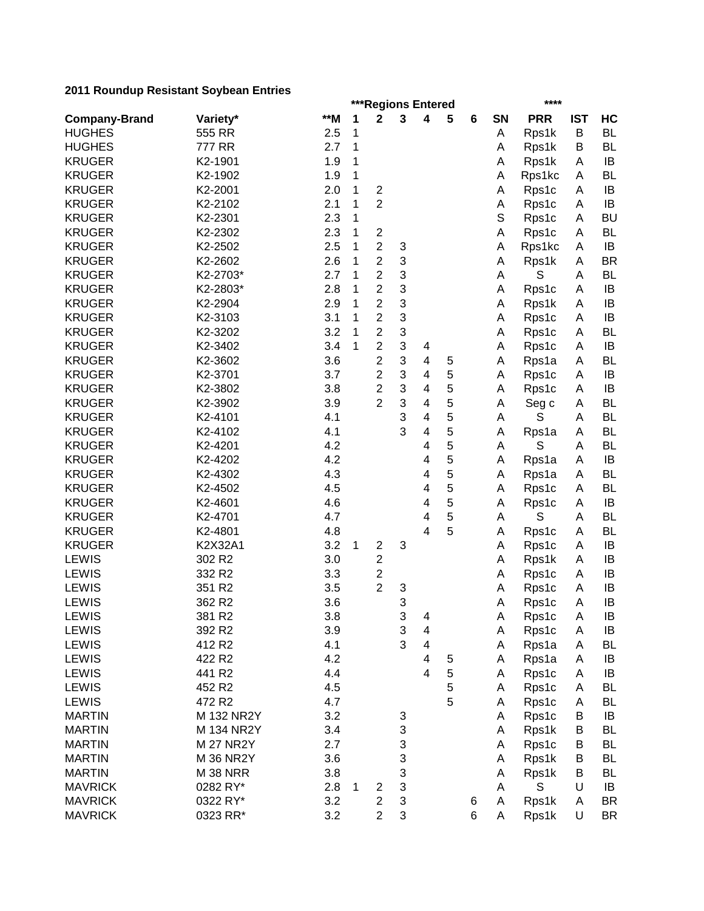**2011 Roundup Resistant Soybean Entries**

| | | | ***Regions Entered | | | | | | | **** | | |
|---|---|---|---|---|---|---|---|---|---|---|---|---|
| **Company-Brand** | **Variety*** | **\*\*M** | **1** | **2** | **3** | **4** | **5** | **6** | **SN** | **PRR** | **IST** | **HC** |
| HUGHES | 555 RR | 2.5 | 1 | | | | | | A | Rps1k | B | BL |
| HUGHES | 777 RR | 2.7 | 1 | | | | | | A | Rps1k | B | BL |
| KRUGER | K2-1901 | 1.9 | 1 | | | | | | A | Rps1k | A | IB |
| KRUGER | K2-1902 | 1.9 | 1 | | | | | | A | Rps1kc | A | BL |
| KRUGER | K2-2001 | 2.0 | 1 | 2 | | | | | A | Rps1c | A | IB |
| KRUGER | K2-2102 | 2.1 | 1 | 2 | | | | | A | Rps1c | A | IB |
| KRUGER | K2-2301 | 2.3 | 1 | | | | | | S | Rps1c | A | BU |
| KRUGER | K2-2302 | 2.3 | 1 | 2 | | | | | A | Rps1c | A | BL |
| KRUGER | K2-2502 | 2.5 | 1 | 2 | 3 | | | | A | Rps1kc | A | IB |
| KRUGER | K2-2602 | 2.6 | 1 | 2 | 3 | | | | A | Rps1k | A | BR |
| KRUGER | K2-2703* | 2.7 | 1 | 2 | 3 | | | | A | S | A | BL |
| KRUGER | K2-2803* | 2.8 | 1 | 2 | 3 | | | | A | Rps1c | A | IB |
| KRUGER | K2-2904 | 2.9 | 1 | 2 | 3 | | | | A | Rps1k | A | IB |
| KRUGER | K2-3103 | 3.1 | 1 | 2 | 3 | | | | A | Rps1c | A | IB |
| KRUGER | K2-3202 | 3.2 | 1 | 2 | 3 | | | | A | Rps1c | A | BL |
| KRUGER | K2-3402 | 3.4 | 1 | 2 | 3 | 4 | | | A | Rps1c | A | IB |
| KRUGER | K2-3602 | 3.6 | | 2 | 3 | 4 | 5 | | A | Rps1a | A | BL |
| KRUGER | K2-3701 | 3.7 | | 2 | 3 | 4 | 5 | | A | Rps1c | A | IB |
| KRUGER | K2-3802 | 3.8 | | 2 | 3 | 4 | 5 | | A | Rps1c | A | IB |
| KRUGER | K2-3902 | 3.9 | | 2 | 3 | 4 | 5 | | A | Seg c | A | BL |
| KRUGER | K2-4101 | 4.1 | | | 3 | 4 | 5 | | A | S | A | BL |
| KRUGER | K2-4102 | 4.1 | | | 3 | 4 | 5 | | A | Rps1a | A | BL |
| KRUGER | K2-4201 | 4.2 | | | | 4 | 5 | | A | S | A | BL |
| KRUGER | K2-4202 | 4.2 | | | | 4 | 5 | | A | Rps1a | A | IB |
| KRUGER | K2-4302 | 4.3 | | | | 4 | 5 | | A | Rps1a | A | BL |
| KRUGER | K2-4502 | 4.5 | | | | 4 | 5 | | A | Rps1c | A | BL |
| KRUGER | K2-4601 | 4.6 | | | | 4 | 5 | | A | Rps1c | A | IB |
| KRUGER | K2-4701 | 4.7 | | | | 4 | 5 | | A | S | A | BL |
| KRUGER | K2-4801 | 4.8 | | | | 4 | 5 | | A | Rps1c | A | BL |
| KRUGER | K2X32A1 | 3.2 | 1 | 2 | 3 | | | | A | Rps1c | A | IB |
| LEWIS | 302 R2 | 3.0 | | 2 | | | | | A | Rps1k | A | IB |
| LEWIS | 332 R2 | 3.3 | | 2 | | | | | A | Rps1c | A | IB |
| LEWIS | 351 R2 | 3.5 | | 2 | 3 | | | | A | Rps1c | A | IB |
| LEWIS | 362 R2 | 3.6 | | | 3 | | | | A | Rps1c | A | IB |
| LEWIS | 381 R2 | 3.8 | | | 3 | 4 | | | A | Rps1c | A | IB |
| LEWIS | 392 R2 | 3.9 | | | 3 | 4 | | | A | Rps1c | A | IB |
| LEWIS | 412 R2 | 4.1 | | | 3 | 4 | | | A | Rps1a | A | BL |
| LEWIS | 422 R2 | 4.2 | | | | 4 | 5 | | A | Rps1a | A | IB |
| LEWIS | 441 R2 | 4.4 | | | | 4 | 5 | | A | Rps1c | A | IB |
| LEWIS | 452 R2 | 4.5 | | | | | 5 | | A | Rps1c | A | BL |
| LEWIS | 472 R2 | 4.7 | | | | | 5 | | A | Rps1c | A | BL |
| MARTIN | M 132 NR2Y | 3.2 | | | 3 | | | | A | Rps1c | B | IB |
| MARTIN | M 134 NR2Y | 3.4 | | | 3 | | | | A | Rps1k | B | BL |
| MARTIN | M 27 NR2Y | 2.7 | | | 3 | | | | A | Rps1c | B | BL |
| MARTIN | M 36 NR2Y | 3.6 | | | 3 | | | | A | Rps1k | B | BL |
| MARTIN | M 38 NRR | 3.8 | | | 3 | | | | A | Rps1k | B | BL |
| MAVRICK | 0282 RY* | 2.8 | 1 | 2 | 3 | | | | A | S | U | IB |
| MAVRICK | 0322 RY* | 3.2 | | 2 | 3 | | | 6 | A | Rps1k | A | BR |
| MAVRICK | 0323 RR* | 3.2 | | 2 | 3 | | | 6 | A | Rps1k | U | BR |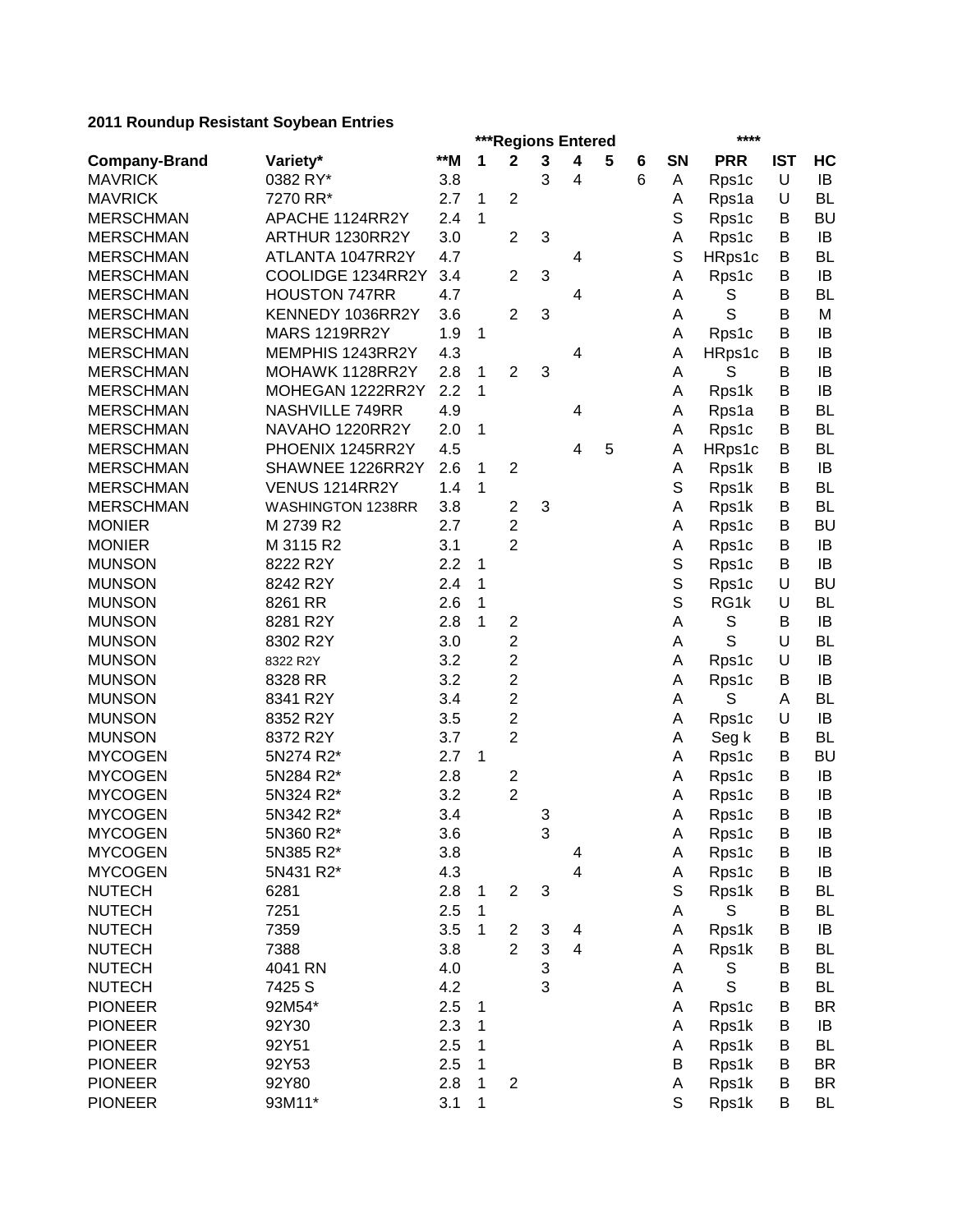**2011 Roundup Resistant Soybean Entries**

| | | | ***Regions Entered | | | | | | | **** | | |
|---|---|---|---|---|---|---|---|---|---|---|---|---|
| **Company-Brand** | **Variety*** | **M | **1** | **2** | **3** | **4** | **5** | **6** | **SN** | **PRR** | **IST** | **HC** |
| MAVRICK | 0382 RY* | 3.8 | | | 3 | 4 | | 6 | A | Rps1c | U | IB |
| MAVRICK | 7270 RR* | 2.7 | 1 | 2 | | | | | A | Rps1a | U | BL |
| MERSCHMAN | APACHE 1124RR2Y | 2.4 | 1 | | | | | | S | Rps1c | B | BU |
| MERSCHMAN | ARTHUR 1230RR2Y | 3.0 | | 2 | 3 | | | | A | Rps1c | B | IB |
| MERSCHMAN | ATLANTA 1047RR2Y | 4.7 | | | | 4 | | | S | HRps1c | B | BL |
| MERSCHMAN | COOLIDGE 1234RR2Y | 3.4 | | 2 | 3 | | | | A | Rps1c | B | IB |
| MERSCHMAN | HOUSTON 747RR | 4.7 | | | | 4 | | | A | S | B | BL |
| MERSCHMAN | KENNEDY 1036RR2Y | 3.6 | | 2 | 3 | | | | A | S | B | M |
| MERSCHMAN | MARS 1219RR2Y | 1.9 | 1 | | | | | | A | Rps1c | B | IB |
| MERSCHMAN | MEMPHIS 1243RR2Y | 4.3 | | | | 4 | | | A | HRps1c | B | IB |
| MERSCHMAN | MOHAWK 1128RR2Y | 2.8 | 1 | 2 | 3 | | | | A | S | B | IB |
| MERSCHMAN | MOHEGAN 1222RR2Y | 2.2 | 1 | | | | | | A | Rps1k | B | IB |
| MERSCHMAN | NASHVILLE 749RR | 4.9 | | | | 4 | | | A | Rps1a | B | BL |
| MERSCHMAN | NAVAHO 1220RR2Y | 2.0 | 1 | | | | | | A | Rps1c | B | BL |
| MERSCHMAN | PHOENIX 1245RR2Y | 4.5 | | | | 4 | 5 | | A | HRps1c | B | BL |
| MERSCHMAN | SHAWNEE 1226RR2Y | 2.6 | 1 | 2 | | | | | A | Rps1k | B | IB |
| MERSCHMAN | VENUS 1214RR2Y | 1.4 | 1 | | | | | | S | Rps1k | B | BL |
| MERSCHMAN | WASHINGTON 1238RR | 3.8 | | 2 | 3 | | | | A | Rps1k | B | BL |
| MONIER | M 2739 R2 | 2.7 | | 2 | | | | | A | Rps1c | B | BU |
| MONIER | M 3115 R2 | 3.1 | | 2 | | | | | A | Rps1c | B | IB |
| MUNSON | 8222 R2Y | 2.2 | 1 | | | | | | S | Rps1c | B | IB |
| MUNSON | 8242 R2Y | 2.4 | 1 | | | | | | S | Rps1c | U | BU |
| MUNSON | 8261 RR | 2.6 | 1 | | | | | | S | RG1k | U | BL |
| MUNSON | 8281 R2Y | 2.8 | 1 | 2 | | | | | A | S | B | IB |
| MUNSON | 8302 R2Y | 3.0 | | 2 | | | | | A | S | U | BL |
| MUNSON | 8322 R2Y | 3.2 | | 2 | | | | | A | Rps1c | U | IB |
| MUNSON | 8328 RR | 3.2 | | 2 | | | | | A | Rps1c | B | IB |
| MUNSON | 8341 R2Y | 3.4 | | 2 | | | | | A | S | A | BL |
| MUNSON | 8352 R2Y | 3.5 | | 2 | | | | | A | Rps1c | U | IB |
| MUNSON | 8372 R2Y | 3.7 | | 2 | | | | | A | Seg k | B | BL |
| MYCOGEN | 5N274 R2* | 2.7 | 1 | | | | | | A | Rps1c | B | BU |
| MYCOGEN | 5N284 R2* | 2.8 | | 2 | | | | | A | Rps1c | B | IB |
| MYCOGEN | 5N324 R2* | 3.2 | | 2 | | | | | A | Rps1c | B | IB |
| MYCOGEN | 5N342 R2* | 3.4 | | | 3 | | | | A | Rps1c | B | IB |
| MYCOGEN | 5N360 R2* | 3.6 | | | 3 | | | | A | Rps1c | B | IB |
| MYCOGEN | 5N385 R2* | 3.8 | | | | 4 | | | A | Rps1c | B | IB |
| MYCOGEN | 5N431 R2* | 4.3 | | | | 4 | | | A | Rps1c | B | IB |
| NUTECH | 6281 | 2.8 | 1 | 2 | 3 | | | | S | Rps1k | B | BL |
| NUTECH | 7251 | 2.5 | 1 | | | | | | A | S | B | BL |
| NUTECH | 7359 | 3.5 | 1 | 2 | 3 | 4 | | | A | Rps1k | B | IB |
| NUTECH | 7388 | 3.8 | | 2 | 3 | 4 | | | A | Rps1k | B | BL |
| NUTECH | 4041 RN | 4.0 | | | 3 | | | | A | S | B | BL |
| NUTECH | 7425 S | 4.2 | | | 3 | | | | A | S | B | BL |
| PIONEER | 92M54* | 2.5 | 1 | | | | | | A | Rps1c | B | BR |
| PIONEER | 92Y30 | 2.3 | 1 | | | | | | A | Rps1k | B | IB |
| PIONEER | 92Y51 | 2.5 | 1 | | | | | | A | Rps1k | B | BL |
| PIONEER | 92Y53 | 2.5 | 1 | | | | | | B | Rps1k | B | BR |
| PIONEER | 92Y80 | 2.8 | 1 | 2 | | | | | A | Rps1k | B | BR |
| PIONEER | 93M11* | 3.1 | 1 | | | | | | S | Rps1k | B | BL |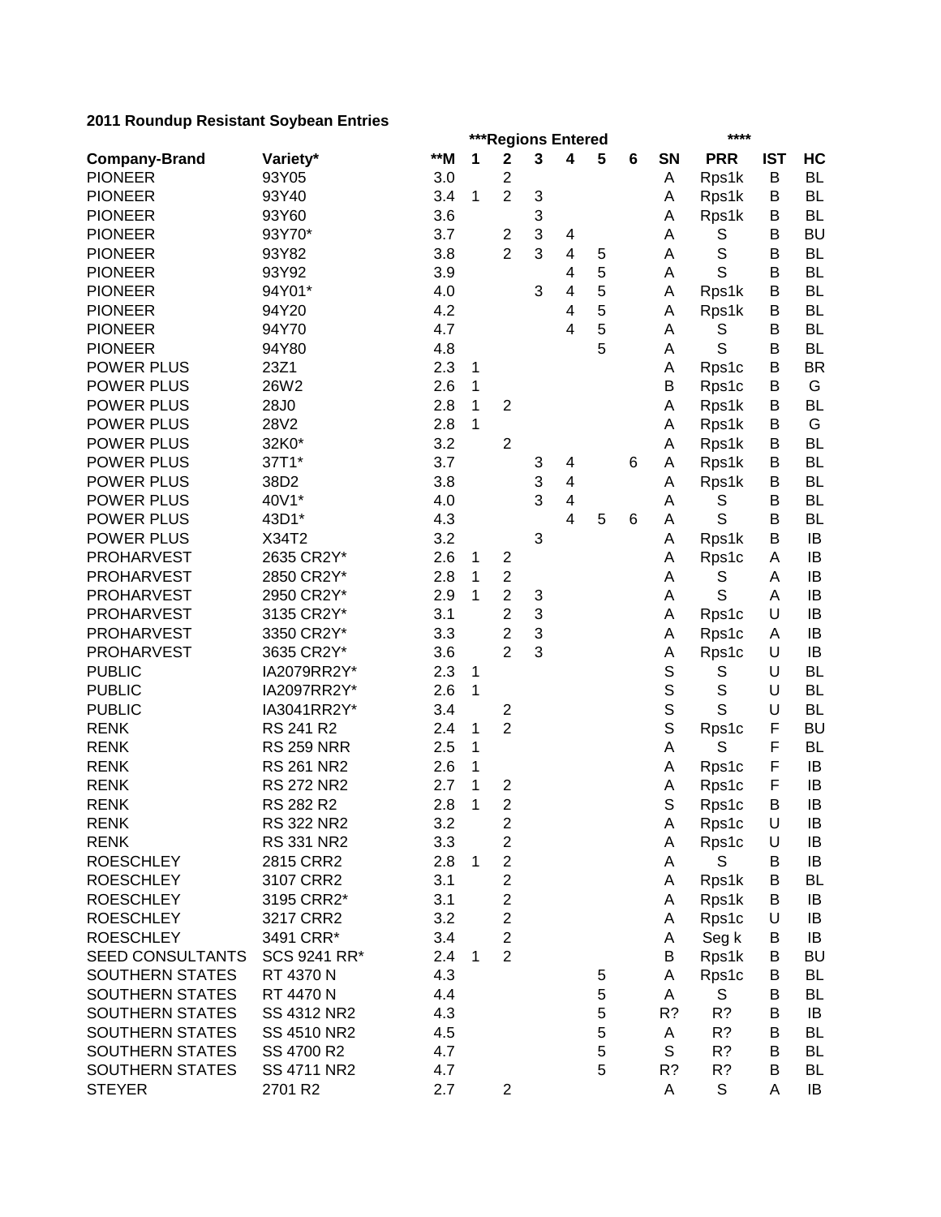**2011 Roundup Resistant Soybean Entries**

| | | | ***Regions Entered | | | | | | | **** | | |
|---|---|---|---|---|---|---|---|---|---|---|---|---|
| **Company-Brand** | **Variety*** | **\*\*M** | **1** | **2** | **3** | **4** | **5** | **6** | **SN** | **PRR** | **IST** | **HC** |
| PIONEER | 93Y05 | 3.0 | | 2 | | | | | A | Rps1k | B | BL |
| PIONEER | 93Y40 | 3.4 | 1 | 2 | 3 | | | | A | Rps1k | B | BL |
| PIONEER | 93Y60 | 3.6 | | | 3 | | | | A | Rps1k | B | BL |
| PIONEER | 93Y70* | 3.7 | | 2 | 3 | 4 | | | A | S | B | BU |
| PIONEER | 93Y82 | 3.8 | | 2 | 3 | 4 | 5 | | A | S | B | BL |
| PIONEER | 93Y92 | 3.9 | | | | 4 | 5 | | A | S | B | BL |
| PIONEER | 94Y01* | 4.0 | | | 3 | 4 | 5 | | A | Rps1k | B | BL |
| PIONEER | 94Y20 | 4.2 | | | | 4 | 5 | | A | Rps1k | B | BL |
| PIONEER | 94Y70 | 4.7 | | | | 4 | 5 | | A | S | B | BL |
| PIONEER | 94Y80 | 4.8 | | | | | 5 | | A | S | B | BL |
| POWER PLUS | 23Z1 | 2.3 | 1 | | | | | | A | Rps1c | B | BR |
| POWER PLUS | 26W2 | 2.6 | 1 | | | | | | B | Rps1c | B | G |
| POWER PLUS | 28J0 | 2.8 | 1 | 2 | | | | | A | Rps1k | B | BL |
| POWER PLUS | 28V2 | 2.8 | 1 | | | | | | A | Rps1k | B | G |
| POWER PLUS | 32K0* | 3.2 | | 2 | | | | | A | Rps1k | B | BL |
| POWER PLUS | 37T1* | 3.7 | | | 3 | 4 | | 6 | A | Rps1k | B | BL |
| POWER PLUS | 38D2 | 3.8 | | | 3 | 4 | | | A | Rps1k | B | BL |
| POWER PLUS | 40V1* | 4.0 | | | 3 | 4 | | | A | S | B | BL |
| POWER PLUS | 43D1* | 4.3 | | | | 4 | 5 | 6 | A | S | B | BL |
| POWER PLUS | X34T2 | 3.2 | | | 3 | | | | A | Rps1k | B | IB |
| PROHARVEST | 2635 CR2Y* | 2.6 | 1 | 2 | | | | | A | Rps1c | A | IB |
| PROHARVEST | 2850 CR2Y* | 2.8 | 1 | 2 | | | | | A | S | A | IB |
| PROHARVEST | 2950 CR2Y* | 2.9 | 1 | 2 | 3 | | | | A | S | A | IB |
| PROHARVEST | 3135 CR2Y* | 3.1 | | 2 | 3 | | | | A | Rps1c | U | IB |
| PROHARVEST | 3350 CR2Y* | 3.3 | | 2 | 3 | | | | A | Rps1c | A | IB |
| PROHARVEST | 3635 CR2Y* | 3.6 | | 2 | 3 | | | | A | Rps1c | U | IB |
| PUBLIC | IA2079RR2Y* | 2.3 | 1 | | | | | | S | S | U | BL |
| PUBLIC | IA2097RR2Y* | 2.6 | 1 | | | | | | S | S | U | BL |
| PUBLIC | IA3041RR2Y* | 3.4 | | 2 | | | | | S | S | U | BL |
| RENK | RS 241 R2 | 2.4 | 1 | 2 | | | | | S | Rps1c | F | BU |
| RENK | RS 259 NRR | 2.5 | 1 | | | | | | A | S | F | BL |
| RENK | RS 261 NR2 | 2.6 | 1 | | | | | | A | Rps1c | F | IB |
| RENK | RS 272 NR2 | 2.7 | 1 | 2 | | | | | A | Rps1c | F | IB |
| RENK | RS 282 R2 | 2.8 | 1 | 2 | | | | | S | Rps1c | B | IB |
| RENK | RS 322 NR2 | 3.2 | | 2 | | | | | A | Rps1c | U | IB |
| RENK | RS 331 NR2 | 3.3 | | 2 | | | | | A | Rps1c | U | IB |
| ROESCHLEY | 2815 CRR2 | 2.8 | 1 | 2 | | | | | A | S | B | IB |
| ROESCHLEY | 3107 CRR2 | 3.1 | | 2 | | | | | A | Rps1k | B | BL |
| ROESCHLEY | 3195 CRR2* | 3.1 | | 2 | | | | | A | Rps1k | B | IB |
| ROESCHLEY | 3217 CRR2 | 3.2 | | 2 | | | | | A | Rps1c | U | IB |
| ROESCHLEY | 3491 CRR* | 3.4 | | 2 | | | | | A | Seg k | B | IB |
| SEED CONSULTANTS | SCS 9241 RR* | 2.4 | 1 | 2 | | | | | B | Rps1k | B | BU |
| SOUTHERN STATES | RT 4370 N | 4.3 | | | | | 5 | | A | Rps1c | B | BL |
| SOUTHERN STATES | RT 4470 N | 4.4 | | | | | 5 | | A | S | B | BL |
| SOUTHERN STATES | SS 4312 NR2 | 4.3 | | | | | 5 | | R? | R? | B | IB |
| SOUTHERN STATES | SS 4510 NR2 | 4.5 | | | | | 5 | | A | R? | B | BL |
| SOUTHERN STATES | SS 4700 R2 | 4.7 | | | | | 5 | | S | R? | B | BL |
| SOUTHERN STATES | SS 4711 NR2 | 4.7 | | | | | 5 | | R? | R? | B | BL |
| STEYER | 2701 R2 | 2.7 | | 2 | | | | | A | S | A | IB |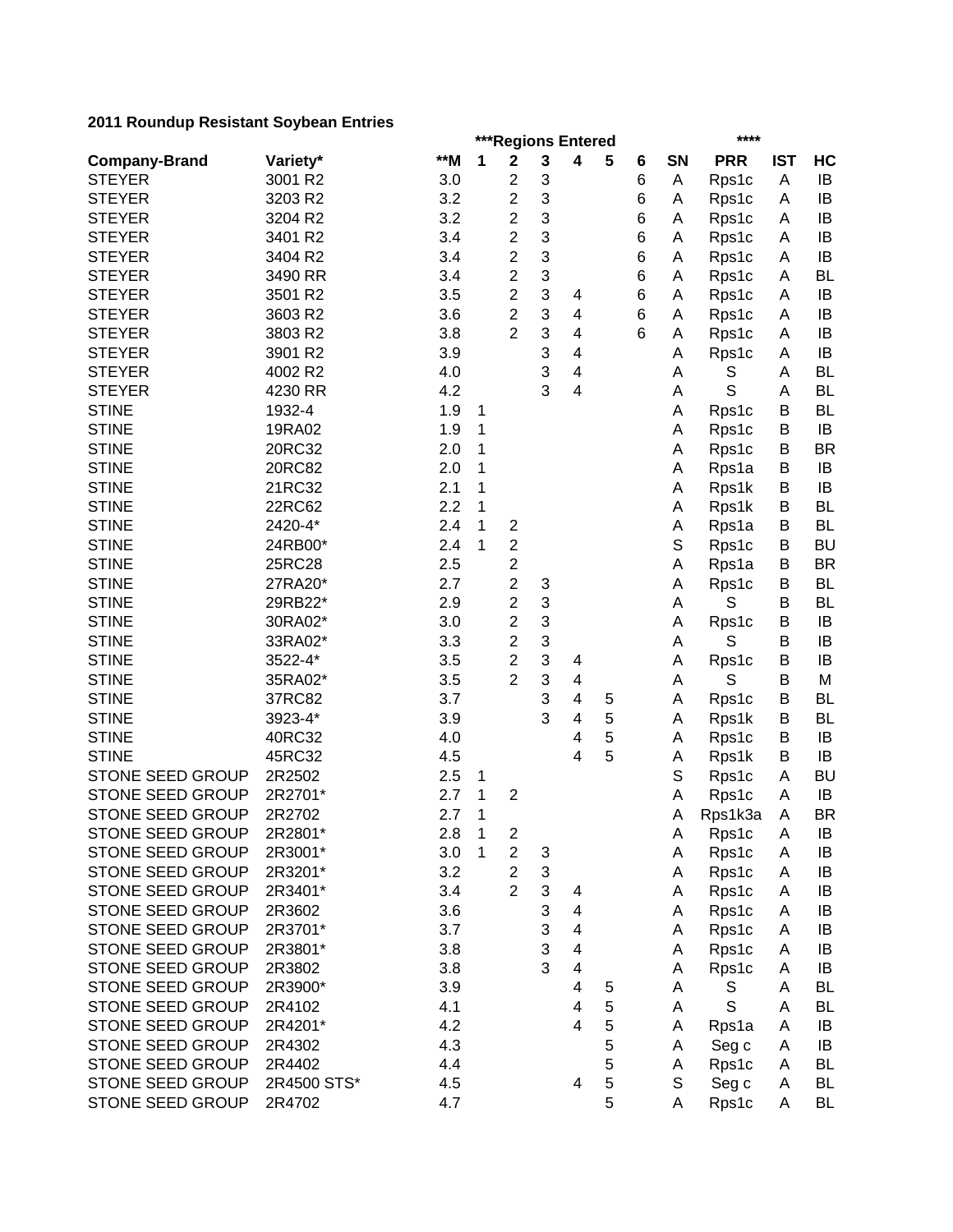**2011 Roundup Resistant Soybean Entries**

| Company-Brand | Variety* | **M | ***Regions Entered | | | | | | SN | **** PRR | IST | HC |
|---|---|---|---|---|---|---|---|---|---|---|---|---|
| | | | 1 | 2 | 3 | 4 | 5 | 6 | | | | |
| STEYER | 3001 R2 | 3.0 | | 2 | 3 | | | 6 | A | Rps1c | A | IB |
| STEYER | 3203 R2 | 3.2 | | 2 | 3 | | | 6 | A | Rps1c | A | IB |
| STEYER | 3204 R2 | 3.2 | | 2 | 3 | | | 6 | A | Rps1c | A | IB |
| STEYER | 3401 R2 | 3.4 | | 2 | 3 | | | 6 | A | Rps1c | A | IB |
| STEYER | 3404 R2 | 3.4 | | 2 | 3 | | | 6 | A | Rps1c | A | IB |
| STEYER | 3490 RR | 3.4 | | 2 | 3 | | | 6 | A | Rps1c | A | BL |
| STEYER | 3501 R2 | 3.5 | | 2 | 3 | 4 | | 6 | A | Rps1c | A | IB |
| STEYER | 3603 R2 | 3.6 | | 2 | 3 | 4 | | 6 | A | Rps1c | A | IB |
| STEYER | 3803 R2 | 3.8 | | 2 | 3 | 4 | | 6 | A | Rps1c | A | IB |
| STEYER | 3901 R2 | 3.9 | | | 3 | 4 | | | A | Rps1c | A | IB |
| STEYER | 4002 R2 | 4.0 | | | 3 | 4 | | | A | S | A | BL |
| STEYER | 4230 RR | 4.2 | | | 3 | 4 | | | A | S | A | BL |
| STINE | 1932-4 | 1.9 | 1 | | | | | | A | Rps1c | B | BL |
| STINE | 19RA02 | 1.9 | 1 | | | | | | A | Rps1c | B | IB |
| STINE | 20RC32 | 2.0 | 1 | | | | | | A | Rps1c | B | BR |
| STINE | 20RC82 | 2.0 | 1 | | | | | | A | Rps1a | B | IB |
| STINE | 21RC32 | 2.1 | 1 | | | | | | A | Rps1k | B | IB |
| STINE | 22RC62 | 2.2 | 1 | | | | | | A | Rps1k | B | BL |
| STINE | 2420-4* | 2.4 | 1 | 2 | | | | | A | Rps1a | B | BL |
| STINE | 24RB00* | 2.4 | 1 | 2 | | | | | S | Rps1c | B | BU |
| STINE | 25RC28 | 2.5 | | 2 | | | | | A | Rps1a | B | BR |
| STINE | 27RA20* | 2.7 | | 2 | 3 | | | | A | Rps1c | B | BL |
| STINE | 29RB22* | 2.9 | | 2 | 3 | | | | A | S | B | BL |
| STINE | 30RA02* | 3.0 | | 2 | 3 | | | | A | Rps1c | B | IB |
| STINE | 33RA02* | 3.3 | | 2 | 3 | | | | A | S | B | IB |
| STINE | 3522-4* | 3.5 | | 2 | 3 | 4 | | | A | Rps1c | B | IB |
| STINE | 35RA02* | 3.5 | | 2 | 3 | 4 | | | A | S | B | M |
| STINE | 37RC82 | 3.7 | | | 3 | 4 | 5 | | A | Rps1c | B | BL |
| STINE | 3923-4* | 3.9 | | | 3 | 4 | 5 | | A | Rps1k | B | BL |
| STINE | 40RC32 | 4.0 | | | | 4 | 5 | | A | Rps1c | B | IB |
| STINE | 45RC32 | 4.5 | | | | 4 | 5 | | A | Rps1k | B | IB |
| STONE SEED GROUP | 2R2502 | 2.5 | 1 | | | | | | S | Rps1c | A | BU |
| STONE SEED GROUP | 2R2701* | 2.7 | 1 | 2 | | | | | A | Rps1c | A | IB |
| STONE SEED GROUP | 2R2702 | 2.7 | 1 | | | | | | A | Rps1k3a | A | BR |
| STONE SEED GROUP | 2R2801* | 2.8 | 1 | 2 | | | | | A | Rps1c | A | IB |
| STONE SEED GROUP | 2R3001* | 3.0 | 1 | 2 | 3 | | | | A | Rps1c | A | IB |
| STONE SEED GROUP | 2R3201* | 3.2 | | 2 | 3 | | | | A | Rps1c | A | IB |
| STONE SEED GROUP | 2R3401* | 3.4 | | 2 | 3 | 4 | | | A | Rps1c | A | IB |
| STONE SEED GROUP | 2R3602 | 3.6 | | | 3 | 4 | | | A | Rps1c | A | IB |
| STONE SEED GROUP | 2R3701* | 3.7 | | | 3 | 4 | | | A | Rps1c | A | IB |
| STONE SEED GROUP | 2R3801* | 3.8 | | | 3 | 4 | | | A | Rps1c | A | IB |
| STONE SEED GROUP | 2R3802 | 3.8 | | | 3 | 4 | | | A | Rps1c | A | IB |
| STONE SEED GROUP | 2R3900* | 3.9 | | | | 4 | 5 | | A | S | A | BL |
| STONE SEED GROUP | 2R4102 | 4.1 | | | | 4 | 5 | | A | S | A | BL |
| STONE SEED GROUP | 2R4201* | 4.2 | | | | 4 | 5 | | A | Rps1a | A | IB |
| STONE SEED GROUP | 2R4302 | 4.3 | | | | | 5 | | A | Seg c | A | IB |
| STONE SEED GROUP | 2R4402 | 4.4 | | | | | 5 | | A | Rps1c | A | BL |
| STONE SEED GROUP | 2R4500 STS* | 4.5 | | | | 4 | 5 | | S | Seg c | A | BL |
| STONE SEED GROUP | 2R4702 | 4.7 | | | | | 5 | | A | Rps1c | A | BL |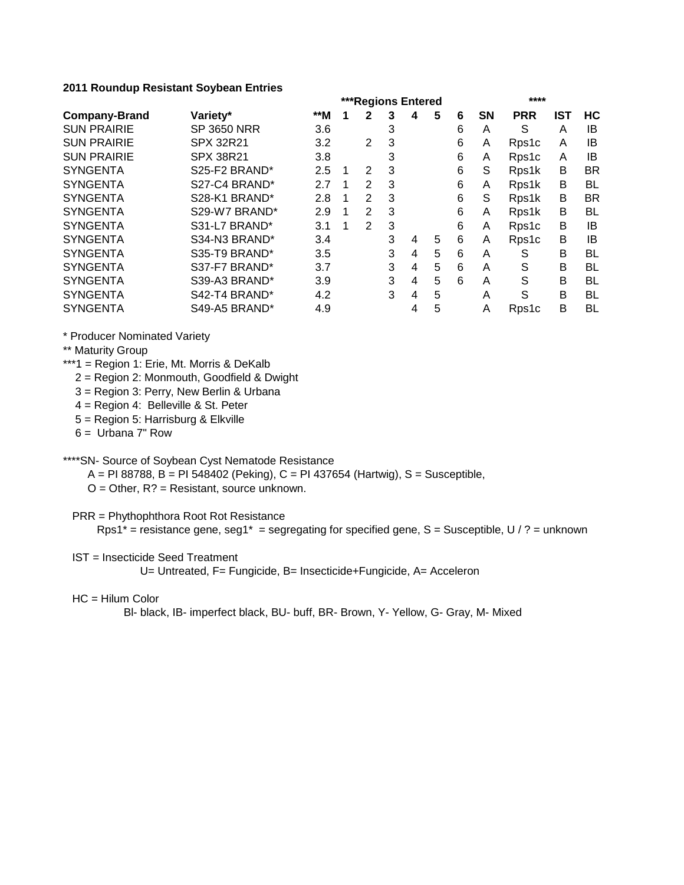**2011 Roundup Resistant Soybean Entries**

| | | | ***Regions Entered | | | | | | **** | | | |
|---|---|---|---|---|---|---|---|---|---|---|---|---|
| **Company-Brand** | **Variety*** | **M | **1** | **2** | **3** | **4** | **5** | **6** | **SN** | **PRR** | **IST** | **HC** |
| SUN PRAIRIE | SP 3650 NRR | 3.6 | | | 3 | | | 6 | A | S | A | IB |
| SUN PRAIRIE | SPX 32R21 | 3.2 | | 2 | 3 | | | 6 | A | Rps1c | A | IB |
| SUN PRAIRIE | SPX 38R21 | 3.8 | | | 3 | | | 6 | A | Rps1c | A | IB |
| SYNGENTA | S25-F2 BRAND* | 2.5 | 1 | 2 | 3 | | | 6 | S | Rps1k | B | BR |
| SYNGENTA | S27-C4 BRAND* | 2.7 | 1 | 2 | 3 | | | 6 | A | Rps1k | B | BL |
| SYNGENTA | S28-K1 BRAND* | 2.8 | 1 | 2 | 3 | | | 6 | S | Rps1k | B | BR |
| SYNGENTA | S29-W7 BRAND* | 2.9 | 1 | 2 | 3 | | | 6 | A | Rps1k | B | BL |
| SYNGENTA | S31-L7 BRAND* | 3.1 | 1 | 2 | 3 | | | 6 | A | Rps1c | B | IB |
| SYNGENTA | S34-N3 BRAND* | 3.4 | | | 3 | 4 | 5 | 6 | A | Rps1c | B | IB |
| SYNGENTA | S35-T9 BRAND* | 3.5 | | | 3 | 4 | 5 | 6 | A | S | B | BL |
| SYNGENTA | S37-F7 BRAND* | 3.7 | | | 3 | 4 | 5 | 6 | A | S | B | BL |
| SYNGENTA | S39-A3 BRAND* | 3.9 | | | 3 | 4 | 5 | 6 | A | S | B | BL |
| SYNGENTA | S42-T4 BRAND* | 4.2 | | | 3 | 4 | 5 | | A | S | B | BL |
| SYNGENTA | S49-A5 BRAND* | 4.9 | | | | 4 | 5 | | A | Rps1c | B | BL |

\* Producer Nominated Variety

** Maturity Group

***1 = Region 1: Erie, Mt. Morris & DeKalb
2 = Region 2: Monmouth, Goodfield & Dwight
3 = Region 3: Perry, New Berlin & Urbana
4 = Region 4: Belleville & St. Peter
5 = Region 5: Harrisburg & Elkville
6 = Urbana 7" Row

****SN- Source of Soybean Cyst Nematode Resistance
A = PI 88788, B = PI 548402 (Peking), C = PI 437654 (Hartwig), S = Susceptible,
O = Other, R? = Resistant, source unknown.

PRR = Phythophthora Root Rot Resistance
Rps1* = resistance gene, seg1* = segregating for specified gene, S = Susceptible, U / ? = unknown

IST = Insecticide Seed Treatment
U= Untreated, F= Fungicide, B= Insecticide+Fungicide, A= Acceleron

HC = Hilum Color
Bl- black, IB- imperfect black, BU- buff, BR- Brown, Y- Yellow, G- Gray, M- Mixed